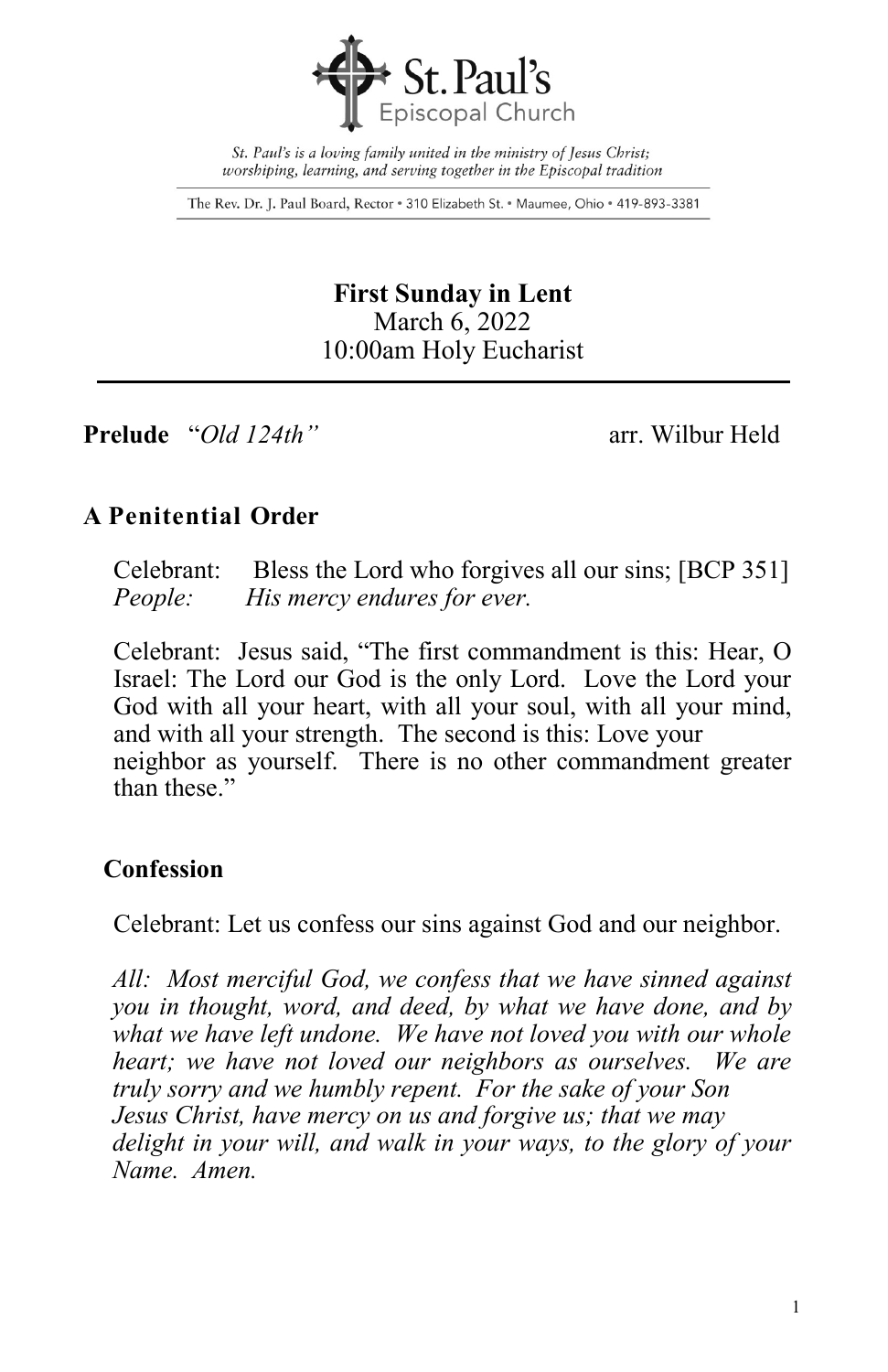St. Paul's Episcopal Church

*St. Paul's is a loving family united in the ministry of Jesus Christ; worshiping, learning, and serving together in the Episcopal tradition*

The Rev. Dr. J. Paul Board, Rector • 310 Elizabeth St. • Maumee, Ohio • 419-893-3381

# First Sunday in Lent

March 6, 2022

10:00am Holy Eucharist

---

**Prelude** "*Old 124th"* arr. Wilbur Held

## A Penitential Order

Celebrant: Bless the Lord who forgives all our sins; [BCP 351]
*People: His mercy endures for ever.*

Celebrant: Jesus said, "The first commandment is this: Hear, O Israel: The Lord our God is the only Lord. Love the Lord your God with all your heart, with all your soul, with all your mind, and with all your strength. The second is this: Love your neighbor as yourself. There is no other commandment greater than these."

### Confession

Celebrant: Let us confess our sins against God and our neighbor.

*All: Most merciful God, we confess that we have sinned against you in thought, word, and deed, by what we have done, and by what we have left undone. We have not loved you with our whole heart; we have not loved our neighbors as ourselves. We are truly sorry and we humbly repent. For the sake of your Son Jesus Christ, have mercy on us and forgive us; that we may delight in your will, and walk in your ways, to the glory of your Name. Amen.*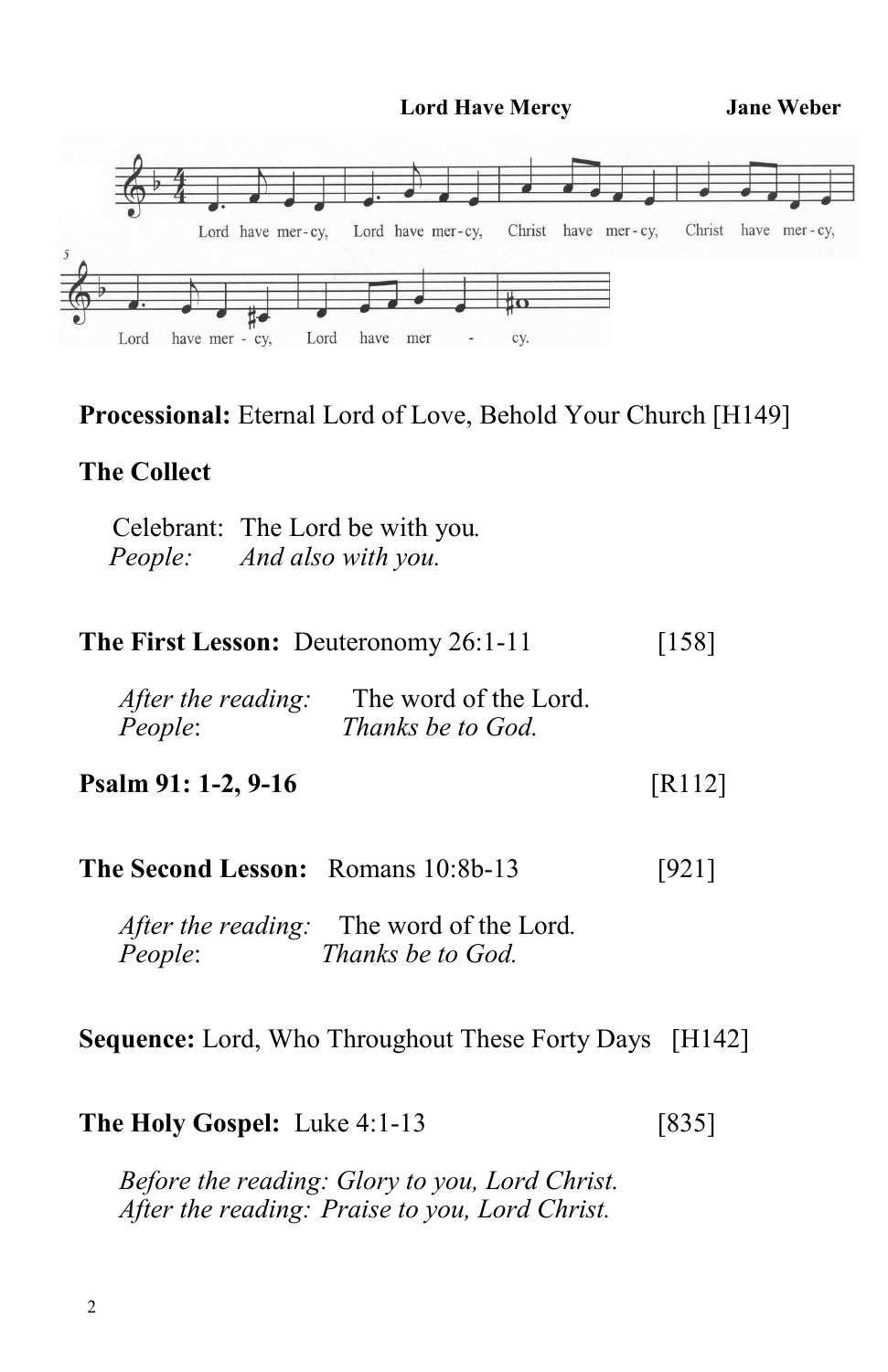**Lord Have Mercy** **Jane Weber**

Lord have mer-cy, Lord have mer-cy, Christ have mer-cy, Christ have mer-cy, Lord have mer - cy, Lord have mer - cy.

**Processional:** Eternal Lord of Love, Behold Your Church [H149]

**The Collect**

Celebrant: The Lord be with you.
*People: And also with you.*

**The First Lesson:** Deuteronomy 26:1-11 [158]

*After the reading:* The word of the Lord.
*People*: *Thanks be to God.*

**Psalm 91: 1-2, 9-16** [R112]

**The Second Lesson:** Romans 10:8b-13 [921]

*After the reading:* The word of the Lord.
*People*: *Thanks be to God.*

**Sequence:** Lord, Who Throughout These Forty Days [H142]

**The Holy Gospel:** Luke 4:1-13 [835]

*Before the reading: Glory to you, Lord Christ.*
*After the reading: Praise to you, Lord Christ.*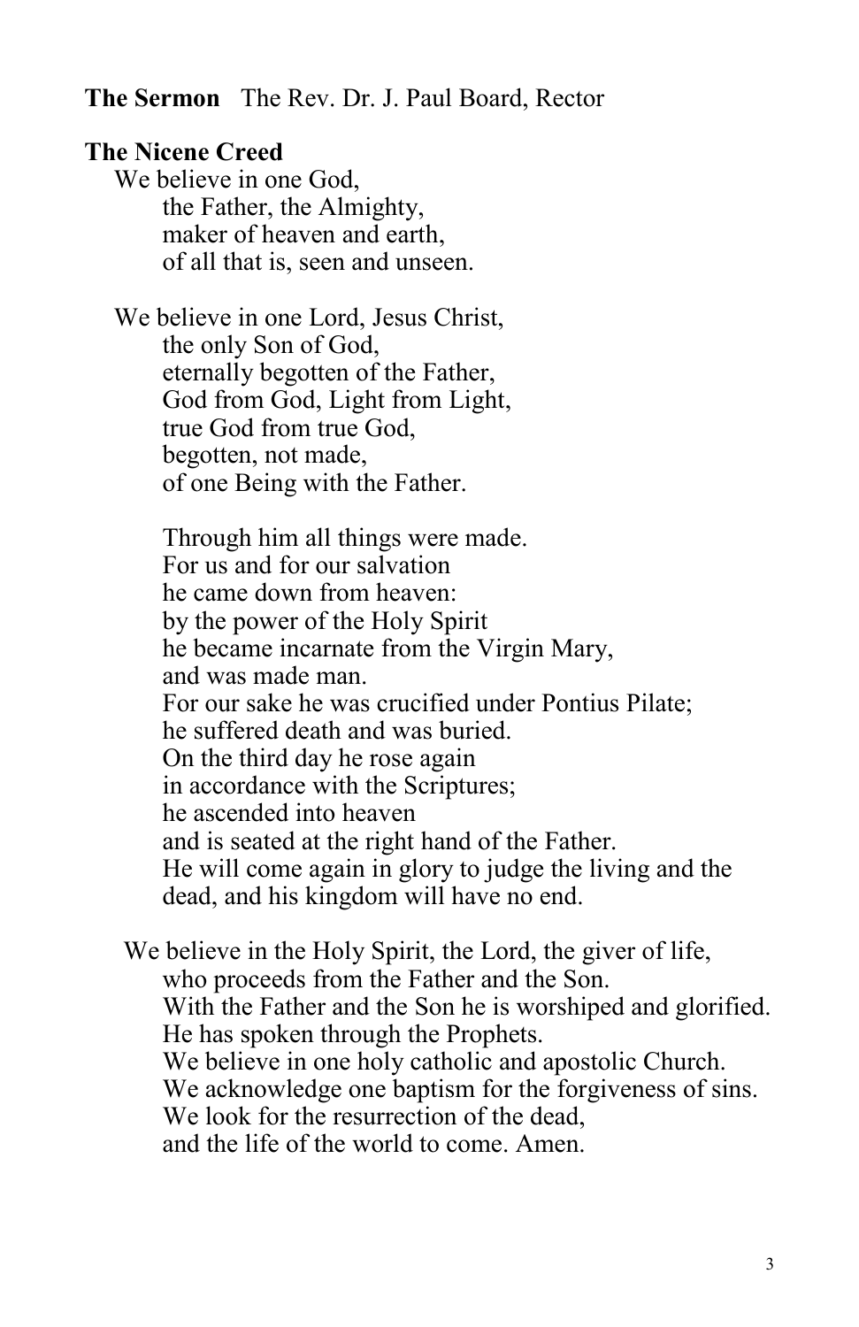**The Sermon** The Rev. Dr. J. Paul Board, Rector

**The Nicene Creed**

We believe in one God,
the Father, the Almighty,
maker of heaven and earth,
of all that is, seen and unseen.

We believe in one Lord, Jesus Christ,
the only Son of God,
eternally begotten of the Father,
God from God, Light from Light,
true God from true God,
begotten, not made,
of one Being with the Father.

Through him all things were made.
For us and for our salvation
he came down from heaven:
by the power of the Holy Spirit
he became incarnate from the Virgin Mary,
and was made man.
For our sake he was crucified under Pontius Pilate;
he suffered death and was buried.
On the third day he rose again
in accordance with the Scriptures;
he ascended into heaven
and is seated at the right hand of the Father.
He will come again in glory to judge the living and the dead, and his kingdom will have no end.

We believe in the Holy Spirit, the Lord, the giver of life,
who proceeds from the Father and the Son.
With the Father and the Son he is worshiped and glorified.
He has spoken through the Prophets.
We believe in one holy catholic and apostolic Church.
We acknowledge one baptism for the forgiveness of sins.
We look for the resurrection of the dead,
and the life of the world to come. Amen.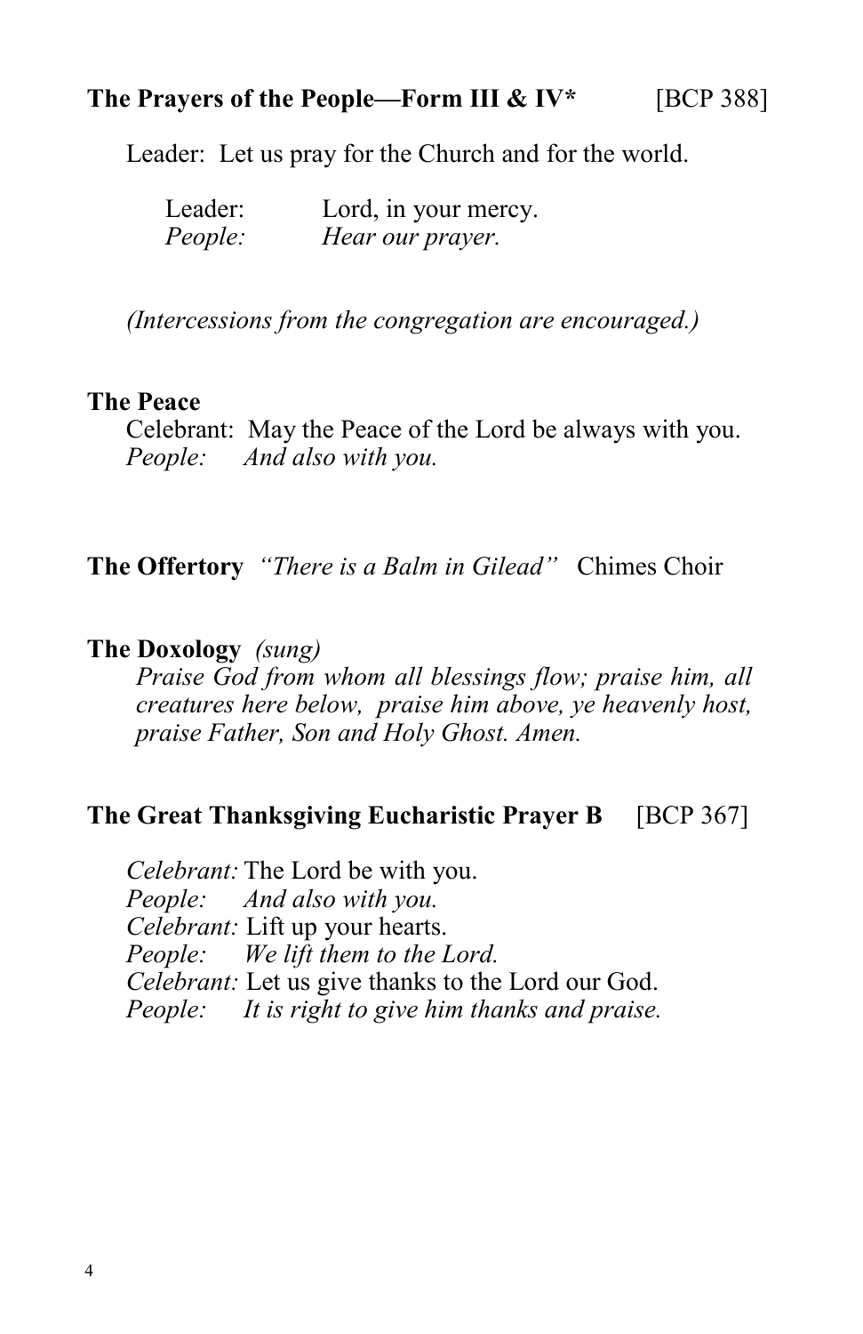**The Prayers of the People—Form III & IV*** [BCP 388]

Leader: Let us pray for the Church and for the world.

Leader: Lord, in your mercy.
*People: Hear our prayer.*

*(Intercessions from the congregation are encouraged.)*

**The Peace**

Celebrant: May the Peace of the Lord be always with you.
*People: And also with you.*

**The Offertory** *"There is a Balm in Gilead"* Chimes Choir

**The Doxology** *(sung)*

*Praise God from whom all blessings flow; praise him, all creatures here below, praise him above, ye heavenly host, praise Father, Son and Holy Ghost. Amen.*

**The Great Thanksgiving Eucharistic Prayer B** [BCP 367]

*Celebrant:* The Lord be with you.
*People: And also with you.*
*Celebrant:* Lift up your hearts.
*People: We lift them to the Lord.*
*Celebrant:* Let us give thanks to the Lord our God.
*People: It is right to give him thanks and praise.*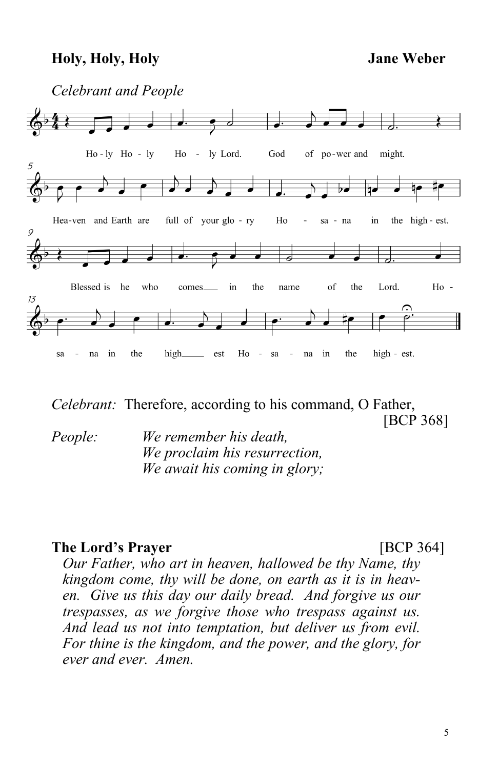**Holy, Holy, Holy** **Jane Weber**

*Celebrant and People*

Ho - ly Ho - ly Ho - ly Lord. God of po - wer and might.

Hea - ven and Earth are full of your glo - ry Ho - sa - na in the high - est.

Blessed is he who comes___ in the name of the Lord. Ho -

sa - na in the high___ est Ho - sa - na in the high - est.

*Celebrant:* Therefore, according to his command, O Father, [BCP 368]

*People:* *We remember his death,*
*We proclaim his resurrection,*
*We await his coming in glory;*

**The Lord's Prayer** [BCP 364]

*Our Father, who art in heaven, hallowed be thy Name, thy kingdom come, thy will be done, on earth as it is in heaven. Give us this day our daily bread. And forgive us our trespasses, as we forgive those who trespass against us. And lead us not into temptation, but deliver us from evil. For thine is the kingdom, and the power, and the glory, for ever and ever. Amen.*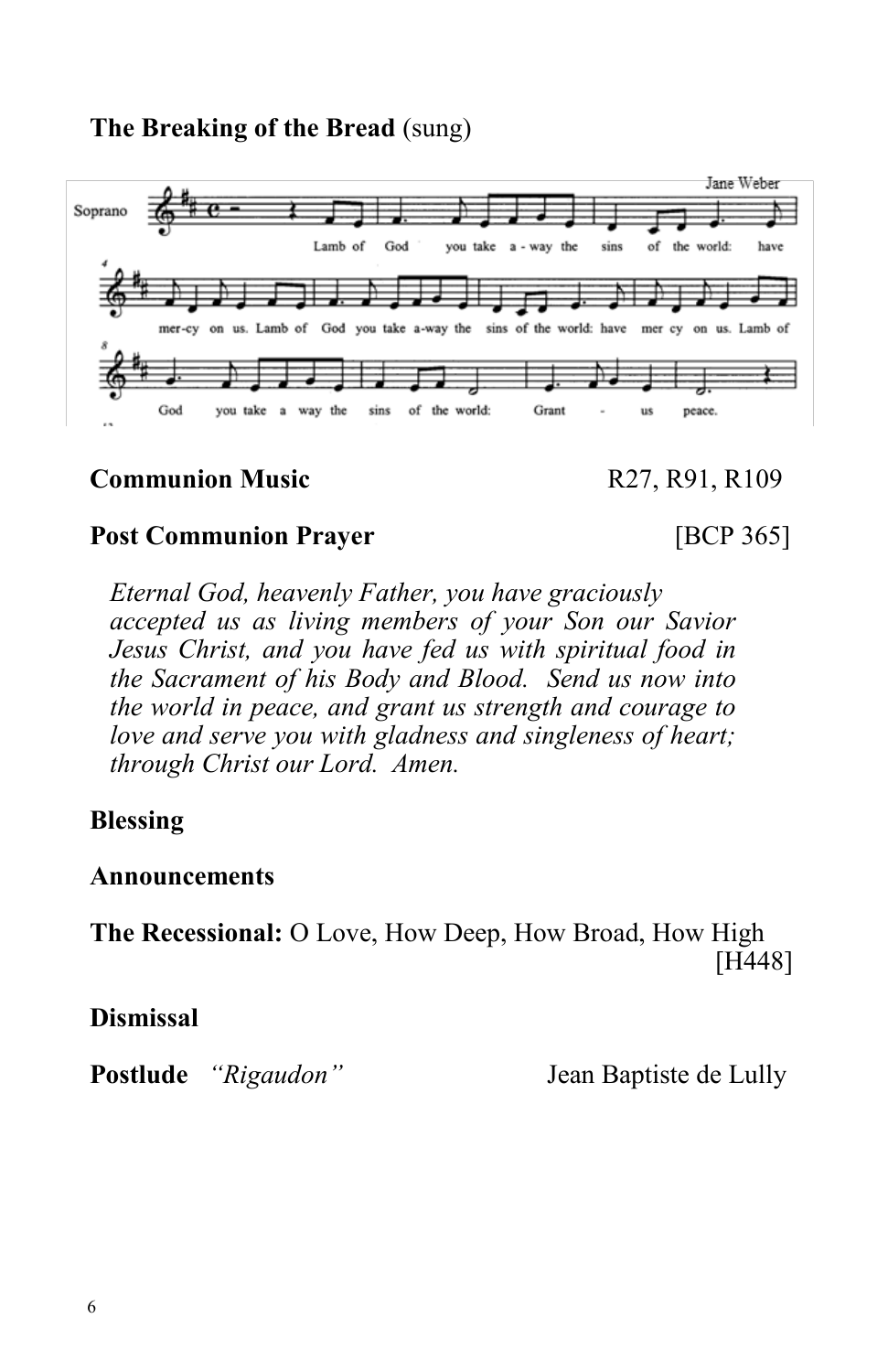**The Breaking of the Bread** (sung)

**Communion Music** R27, R91, R109

**Post Communion Prayer** [BCP 365]

*Eternal God, heavenly Father, you have graciously accepted us as living members of your Son our Savior Jesus Christ, and you have fed us with spiritual food in the Sacrament of his Body and Blood. Send us now into the world in peace, and grant us strength and courage to love and serve you with gladness and singleness of heart; through Christ our Lord. Amen.*

**Blessing**

**Announcements**

**The Recessional:** O Love, How Deep, How Broad, How High [H448]

**Dismissal**

**Postlude** *"Rigaudon"* Jean Baptiste de Lully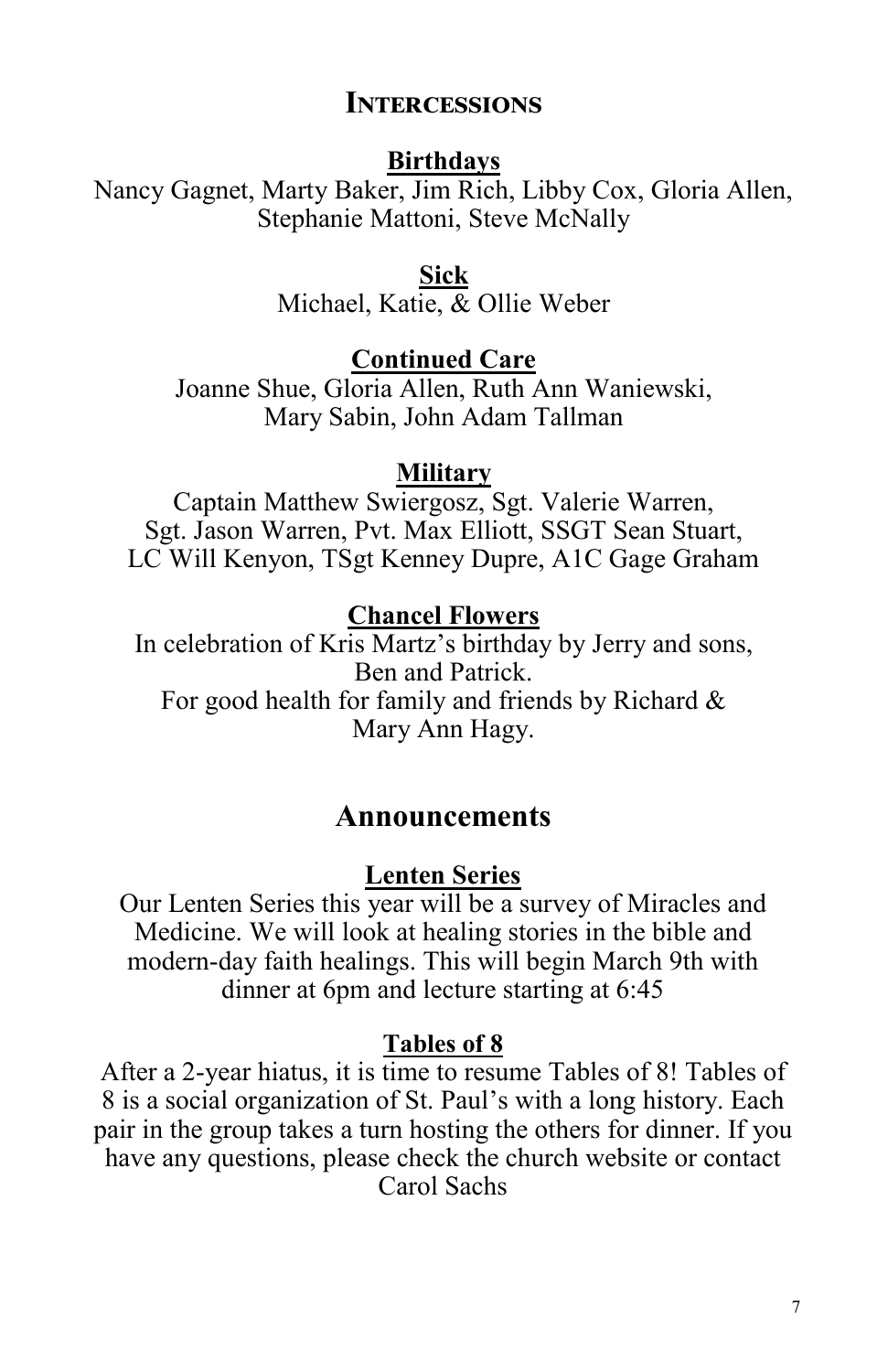## Intercessions

### Birthdays

Nancy Gagnet, Marty Baker, Jim Rich, Libby Cox, Gloria Allen, Stephanie Mattoni, Steve McNally

### Sick

Michael, Katie, & Ollie Weber

### Continued Care

Joanne Shue, Gloria Allen, Ruth Ann Waniewski, Mary Sabin, John Adam Tallman

### Military

Captain Matthew Swiergosz, Sgt. Valerie Warren, Sgt. Jason Warren, Pvt. Max Elliott, SSGT Sean Stuart, LC Will Kenyon, TSgt Kenney Dupre, A1C Gage Graham

### Chancel Flowers

In celebration of Kris Martz's birthday by Jerry and sons, Ben and Patrick.

For good health for family and friends by Richard & Mary Ann Hagy.

## Announcements

### Lenten Series

Our Lenten Series this year will be a survey of Miracles and Medicine. We will look at healing stories in the bible and modern-day faith healings. This will begin March 9th with dinner at 6pm and lecture starting at 6:45

### Tables of 8

After a 2-year hiatus, it is time to resume Tables of 8! Tables of 8 is a social organization of St. Paul's with a long history. Each pair in the group takes a turn hosting the others for dinner. If you have any questions, please check the church website or contact Carol Sachs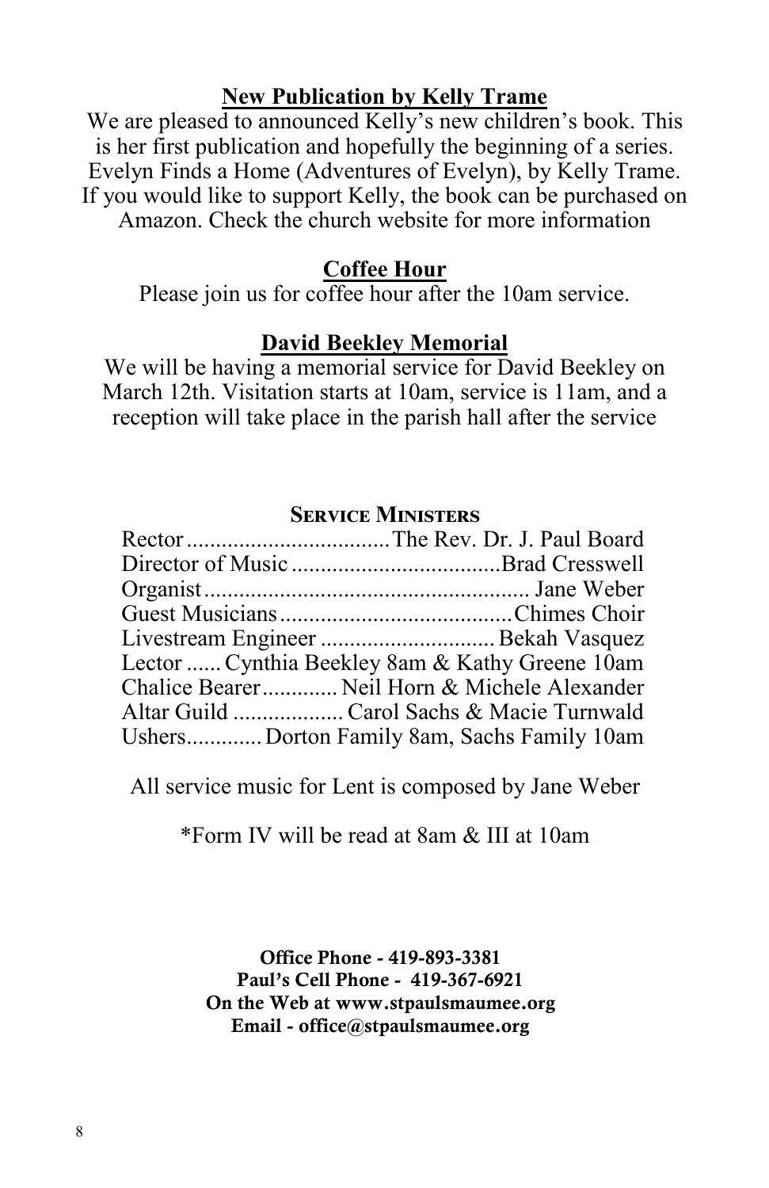## New Publication by Kelly Trame

We are pleased to announced Kelly's new children's book. This is her first publication and hopefully the beginning of a series. Evelyn Finds a Home (Adventures of Evelyn), by Kelly Trame. If you would like to support Kelly, the book can be purchased on Amazon. Check the church website for more information

## Coffee Hour

Please join us for coffee hour after the 10am service.

## David Beekley Memorial

We will be having a memorial service for David Beekley on March 12th. Visitation starts at 10am, service is 11am, and a reception will take place in the parish hall after the service

## Service Ministers

Rector .................................. The Rev. Dr. J. Paul Board
Director of Music .................................. Brad Cresswell
Organist .................................................. Jane Weber
Guest Musicians ...................................... Chimes Choir
Livestream Engineer .............................. Bekah Vasquez
Lector ...... Cynthia Beekley 8am & Kathy Greene 10am
Chalice Bearer ............. Neil Horn & Michele Alexander
Altar Guild ................... Carol Sachs & Macie Turnwald
Ushers............. Dorton Family 8am, Sachs Family 10am

All service music for Lent is composed by Jane Weber

*Form IV will be read at 8am & III at 10am

**Office Phone - 419-893-3381**
**Paul's Cell Phone - 419-367-6921**
**On the Web at www.stpaulsmaumee.org**
**Email - office@stpaulsmaumee.org**